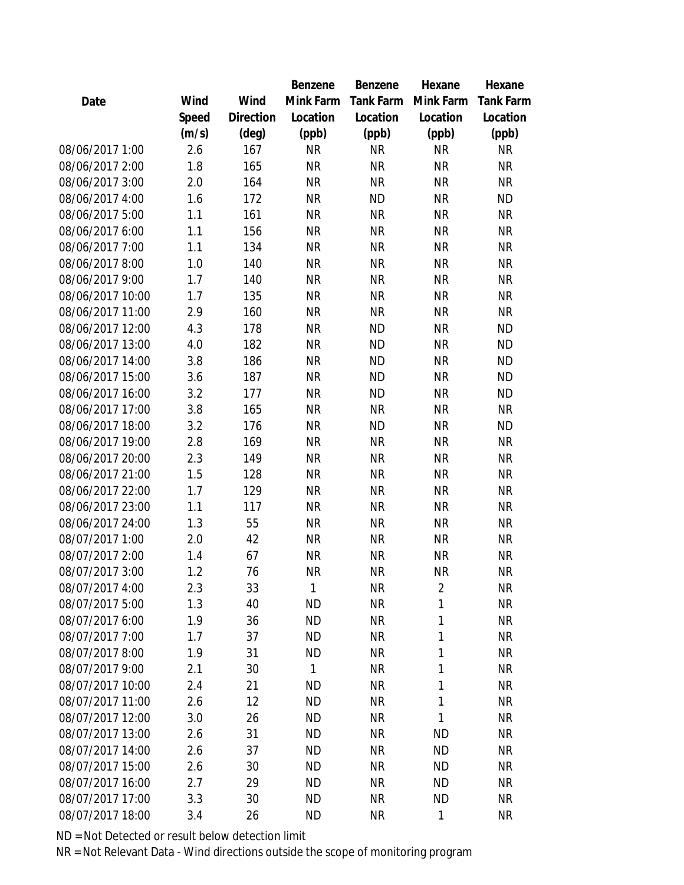| Date | Wind Speed (m/s) | Wind Direction (deg) | Benzene Mink Farm Location (ppb) | Benzene Tank Farm Location (ppb) | Hexane Mink Farm Location (ppb) | Hexane Tank Farm Location (ppb) |
|---|---|---|---|---|---|---|
| 08/06/2017 1:00 | 2.6 | 167 | NR | NR | NR | NR |
| 08/06/2017 2:00 | 1.8 | 165 | NR | NR | NR | NR |
| 08/06/2017 3:00 | 2.0 | 164 | NR | NR | NR | NR |
| 08/06/2017 4:00 | 1.6 | 172 | NR | ND | NR | ND |
| 08/06/2017 5:00 | 1.1 | 161 | NR | NR | NR | NR |
| 08/06/2017 6:00 | 1.1 | 156 | NR | NR | NR | NR |
| 08/06/2017 7:00 | 1.1 | 134 | NR | NR | NR | NR |
| 08/06/2017 8:00 | 1.0 | 140 | NR | NR | NR | NR |
| 08/06/2017 9:00 | 1.7 | 140 | NR | NR | NR | NR |
| 08/06/2017 10:00 | 1.7 | 135 | NR | NR | NR | NR |
| 08/06/2017 11:00 | 2.9 | 160 | NR | NR | NR | NR |
| 08/06/2017 12:00 | 4.3 | 178 | NR | ND | NR | ND |
| 08/06/2017 13:00 | 4.0 | 182 | NR | ND | NR | ND |
| 08/06/2017 14:00 | 3.8 | 186 | NR | ND | NR | ND |
| 08/06/2017 15:00 | 3.6 | 187 | NR | ND | NR | ND |
| 08/06/2017 16:00 | 3.2 | 177 | NR | ND | NR | ND |
| 08/06/2017 17:00 | 3.8 | 165 | NR | NR | NR | NR |
| 08/06/2017 18:00 | 3.2 | 176 | NR | ND | NR | ND |
| 08/06/2017 19:00 | 2.8 | 169 | NR | NR | NR | NR |
| 08/06/2017 20:00 | 2.3 | 149 | NR | NR | NR | NR |
| 08/06/2017 21:00 | 1.5 | 128 | NR | NR | NR | NR |
| 08/06/2017 22:00 | 1.7 | 129 | NR | NR | NR | NR |
| 08/06/2017 23:00 | 1.1 | 117 | NR | NR | NR | NR |
| 08/06/2017 24:00 | 1.3 | 55 | NR | NR | NR | NR |
| 08/07/2017 1:00 | 2.0 | 42 | NR | NR | NR | NR |
| 08/07/2017 2:00 | 1.4 | 67 | NR | NR | NR | NR |
| 08/07/2017 3:00 | 1.2 | 76 | NR | NR | NR | NR |
| 08/07/2017 4:00 | 2.3 | 33 | 1 | NR | 2 | NR |
| 08/07/2017 5:00 | 1.3 | 40 | ND | NR | 1 | NR |
| 08/07/2017 6:00 | 1.9 | 36 | ND | NR | 1 | NR |
| 08/07/2017 7:00 | 1.7 | 37 | ND | NR | 1 | NR |
| 08/07/2017 8:00 | 1.9 | 31 | ND | NR | 1 | NR |
| 08/07/2017 9:00 | 2.1 | 30 | 1 | NR | 1 | NR |
| 08/07/2017 10:00 | 2.4 | 21 | ND | NR | 1 | NR |
| 08/07/2017 11:00 | 2.6 | 12 | ND | NR | 1 | NR |
| 08/07/2017 12:00 | 3.0 | 26 | ND | NR | 1 | NR |
| 08/07/2017 13:00 | 2.6 | 31 | ND | NR | ND | NR |
| 08/07/2017 14:00 | 2.6 | 37 | ND | NR | ND | NR |
| 08/07/2017 15:00 | 2.6 | 30 | ND | NR | ND | NR |
| 08/07/2017 16:00 | 2.7 | 29 | ND | NR | ND | NR |
| 08/07/2017 17:00 | 3.3 | 30 | ND | NR | ND | NR |
| 08/07/2017 18:00 | 3.4 | 26 | ND | NR | 1 | NR |

ND = Not Detected or result below detection limit

NR = Not Relevant Data - Wind directions outside the scope of monitoring program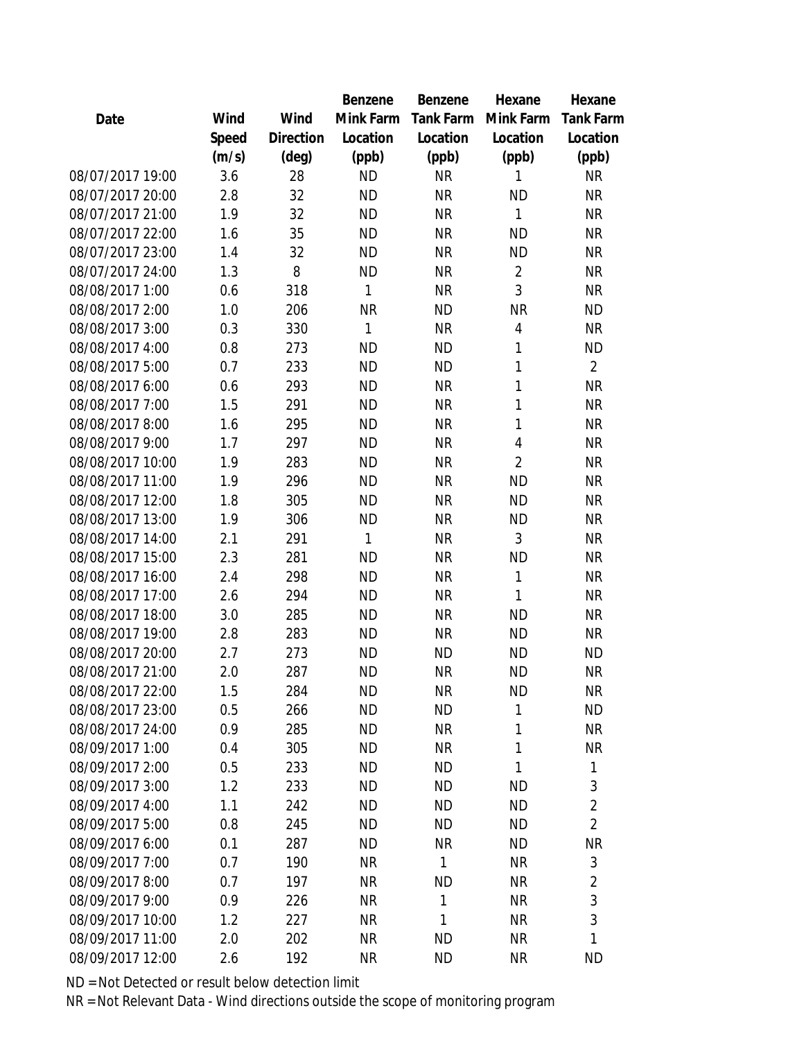| Date | Wind Speed (m/s) | Wind Direction (deg) | Benzene Mink Farm Location (ppb) | Benzene Tank Farm Location (ppb) | Hexane Mink Farm Location (ppb) | Hexane Tank Farm Location (ppb) |
|---|---|---|---|---|---|---|
| 08/07/2017 19:00 | 3.6 | 28 | ND | NR | 1 | NR |
| 08/07/2017 20:00 | 2.8 | 32 | ND | NR | ND | NR |
| 08/07/2017 21:00 | 1.9 | 32 | ND | NR | 1 | NR |
| 08/07/2017 22:00 | 1.6 | 35 | ND | NR | ND | NR |
| 08/07/2017 23:00 | 1.4 | 32 | ND | NR | ND | NR |
| 08/07/2017 24:00 | 1.3 | 8 | ND | NR | 2 | NR |
| 08/08/2017 1:00 | 0.6 | 318 | 1 | NR | 3 | NR |
| 08/08/2017 2:00 | 1.0 | 206 | NR | ND | NR | ND |
| 08/08/2017 3:00 | 0.3 | 330 | 1 | NR | 4 | NR |
| 08/08/2017 4:00 | 0.8 | 273 | ND | ND | 1 | ND |
| 08/08/2017 5:00 | 0.7 | 233 | ND | ND | 1 | 2 |
| 08/08/2017 6:00 | 0.6 | 293 | ND | NR | 1 | NR |
| 08/08/2017 7:00 | 1.5 | 291 | ND | NR | 1 | NR |
| 08/08/2017 8:00 | 1.6 | 295 | ND | NR | 1 | NR |
| 08/08/2017 9:00 | 1.7 | 297 | ND | NR | 4 | NR |
| 08/08/2017 10:00 | 1.9 | 283 | ND | NR | 2 | NR |
| 08/08/2017 11:00 | 1.9 | 296 | ND | NR | ND | NR |
| 08/08/2017 12:00 | 1.8 | 305 | ND | NR | ND | NR |
| 08/08/2017 13:00 | 1.9 | 306 | ND | NR | ND | NR |
| 08/08/2017 14:00 | 2.1 | 291 | 1 | NR | 3 | NR |
| 08/08/2017 15:00 | 2.3 | 281 | ND | NR | ND | NR |
| 08/08/2017 16:00 | 2.4 | 298 | ND | NR | 1 | NR |
| 08/08/2017 17:00 | 2.6 | 294 | ND | NR | 1 | NR |
| 08/08/2017 18:00 | 3.0 | 285 | ND | NR | ND | NR |
| 08/08/2017 19:00 | 2.8 | 283 | ND | NR | ND | NR |
| 08/08/2017 20:00 | 2.7 | 273 | ND | ND | ND | ND |
| 08/08/2017 21:00 | 2.0 | 287 | ND | NR | ND | NR |
| 08/08/2017 22:00 | 1.5 | 284 | ND | NR | ND | NR |
| 08/08/2017 23:00 | 0.5 | 266 | ND | ND | 1 | ND |
| 08/08/2017 24:00 | 0.9 | 285 | ND | NR | 1 | NR |
| 08/09/2017 1:00 | 0.4 | 305 | ND | NR | 1 | NR |
| 08/09/2017 2:00 | 0.5 | 233 | ND | ND | 1 | 1 |
| 08/09/2017 3:00 | 1.2 | 233 | ND | ND | ND | 3 |
| 08/09/2017 4:00 | 1.1 | 242 | ND | ND | ND | 2 |
| 08/09/2017 5:00 | 0.8 | 245 | ND | ND | ND | 2 |
| 08/09/2017 6:00 | 0.1 | 287 | ND | NR | ND | NR |
| 08/09/2017 7:00 | 0.7 | 190 | NR | 1 | NR | 3 |
| 08/09/2017 8:00 | 0.7 | 197 | NR | ND | NR | 2 |
| 08/09/2017 9:00 | 0.9 | 226 | NR | 1 | NR | 3 |
| 08/09/2017 10:00 | 1.2 | 227 | NR | 1 | NR | 3 |
| 08/09/2017 11:00 | 2.0 | 202 | NR | ND | NR | 1 |
| 08/09/2017 12:00 | 2.6 | 192 | NR | ND | NR | ND |

ND = Not Detected or result below detection limit

NR = Not Relevant Data - Wind directions outside the scope of monitoring program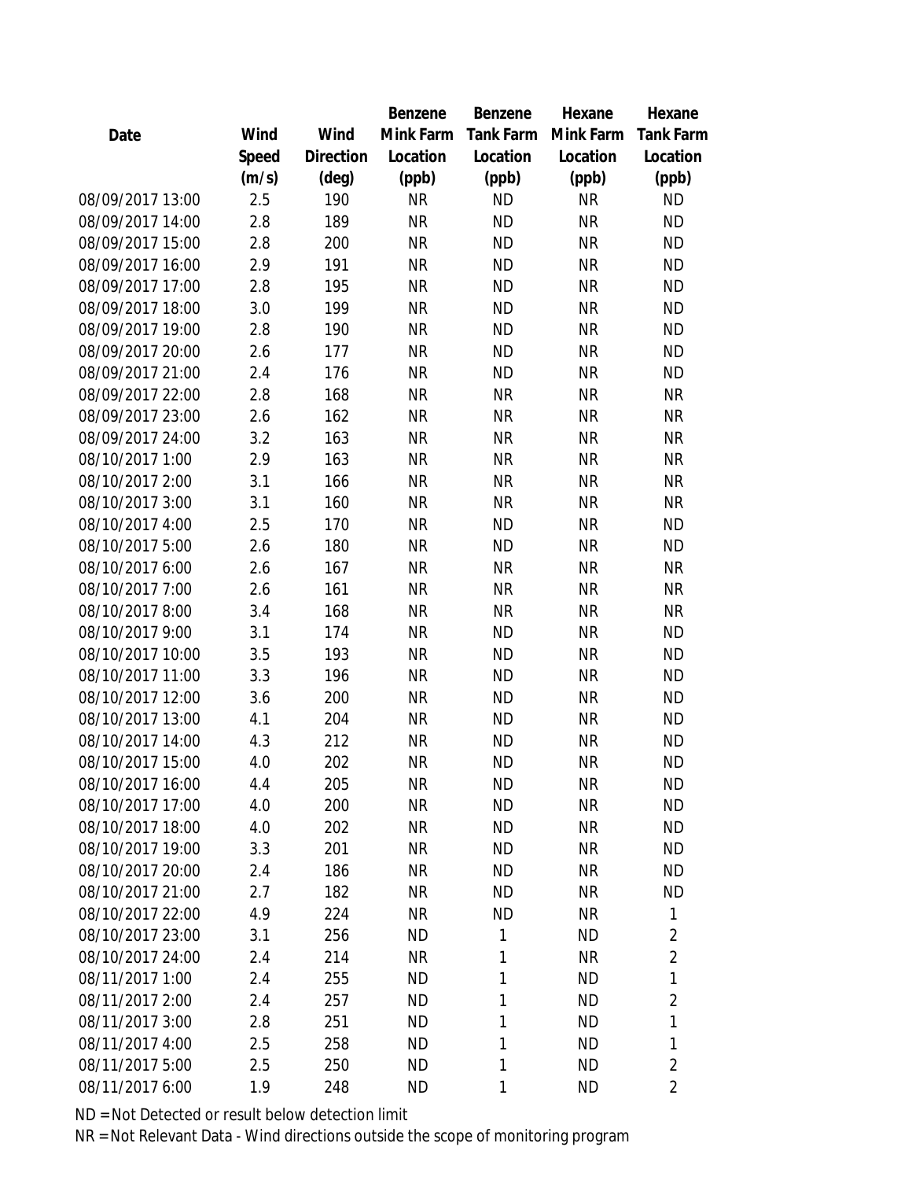| Date | Wind Speed (m/s) | Wind Direction (deg) | Benzene Mink Farm Location (ppb) | Benzene Tank Farm Location (ppb) | Hexane Mink Farm Location (ppb) | Hexane Tank Farm Location (ppb) |
|---|---|---|---|---|---|---|
| 08/09/2017 13:00 | 2.5 | 190 | NR | ND | NR | ND |
| 08/09/2017 14:00 | 2.8 | 189 | NR | ND | NR | ND |
| 08/09/2017 15:00 | 2.8 | 200 | NR | ND | NR | ND |
| 08/09/2017 16:00 | 2.9 | 191 | NR | ND | NR | ND |
| 08/09/2017 17:00 | 2.8 | 195 | NR | ND | NR | ND |
| 08/09/2017 18:00 | 3.0 | 199 | NR | ND | NR | ND |
| 08/09/2017 19:00 | 2.8 | 190 | NR | ND | NR | ND |
| 08/09/2017 20:00 | 2.6 | 177 | NR | ND | NR | ND |
| 08/09/2017 21:00 | 2.4 | 176 | NR | ND | NR | ND |
| 08/09/2017 22:00 | 2.8 | 168 | NR | NR | NR | NR |
| 08/09/2017 23:00 | 2.6 | 162 | NR | NR | NR | NR |
| 08/09/2017 24:00 | 3.2 | 163 | NR | NR | NR | NR |
| 08/10/2017 1:00 | 2.9 | 163 | NR | NR | NR | NR |
| 08/10/2017 2:00 | 3.1 | 166 | NR | NR | NR | NR |
| 08/10/2017 3:00 | 3.1 | 160 | NR | NR | NR | NR |
| 08/10/2017 4:00 | 2.5 | 170 | NR | ND | NR | ND |
| 08/10/2017 5:00 | 2.6 | 180 | NR | ND | NR | ND |
| 08/10/2017 6:00 | 2.6 | 167 | NR | NR | NR | NR |
| 08/10/2017 7:00 | 2.6 | 161 | NR | NR | NR | NR |
| 08/10/2017 8:00 | 3.4 | 168 | NR | NR | NR | NR |
| 08/10/2017 9:00 | 3.1 | 174 | NR | ND | NR | ND |
| 08/10/2017 10:00 | 3.5 | 193 | NR | ND | NR | ND |
| 08/10/2017 11:00 | 3.3 | 196 | NR | ND | NR | ND |
| 08/10/2017 12:00 | 3.6 | 200 | NR | ND | NR | ND |
| 08/10/2017 13:00 | 4.1 | 204 | NR | ND | NR | ND |
| 08/10/2017 14:00 | 4.3 | 212 | NR | ND | NR | ND |
| 08/10/2017 15:00 | 4.0 | 202 | NR | ND | NR | ND |
| 08/10/2017 16:00 | 4.4 | 205 | NR | ND | NR | ND |
| 08/10/2017 17:00 | 4.0 | 200 | NR | ND | NR | ND |
| 08/10/2017 18:00 | 4.0 | 202 | NR | ND | NR | ND |
| 08/10/2017 19:00 | 3.3 | 201 | NR | ND | NR | ND |
| 08/10/2017 20:00 | 2.4 | 186 | NR | ND | NR | ND |
| 08/10/2017 21:00 | 2.7 | 182 | NR | ND | NR | ND |
| 08/10/2017 22:00 | 4.9 | 224 | NR | ND | NR | 1 |
| 08/10/2017 23:00 | 3.1 | 256 | ND | 1 | ND | 2 |
| 08/10/2017 24:00 | 2.4 | 214 | NR | 1 | NR | 2 |
| 08/11/2017 1:00 | 2.4 | 255 | ND | 1 | ND | 1 |
| 08/11/2017 2:00 | 2.4 | 257 | ND | 1 | ND | 2 |
| 08/11/2017 3:00 | 2.8 | 251 | ND | 1 | ND | 1 |
| 08/11/2017 4:00 | 2.5 | 258 | ND | 1 | ND | 1 |
| 08/11/2017 5:00 | 2.5 | 250 | ND | 1 | ND | 2 |
| 08/11/2017 6:00 | 1.9 | 248 | ND | 1 | ND | 2 |

ND = Not Detected or result below detection limit

NR = Not Relevant Data - Wind directions outside the scope of monitoring program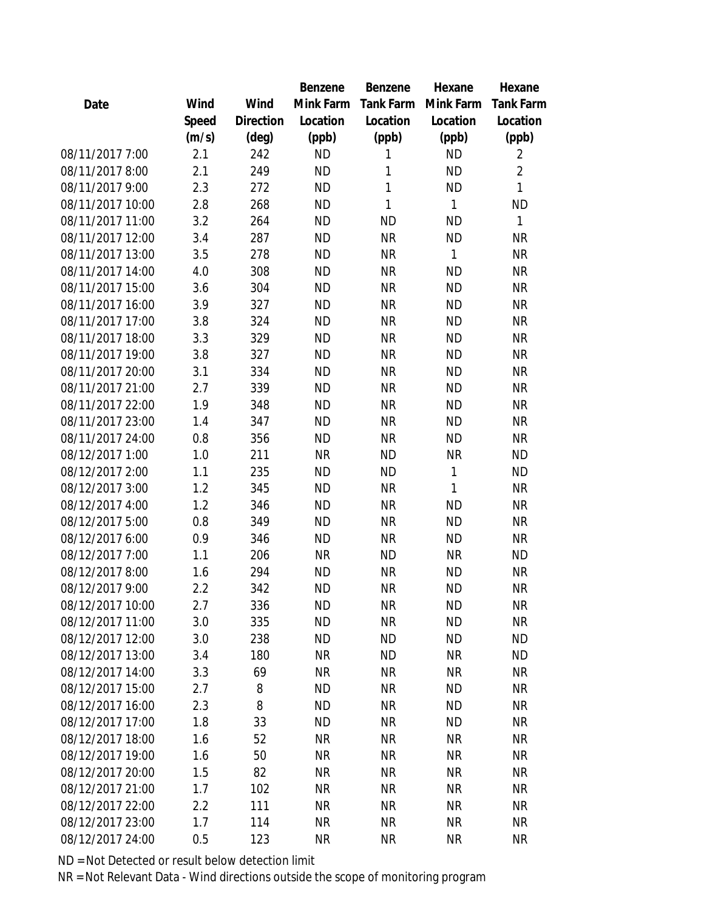| Date | Wind Speed (m/s) | Wind Direction (deg) | Benzene Mink Farm Location (ppb) | Benzene Tank Farm Location (ppb) | Hexane Mink Farm Location (ppb) | Hexane Tank Farm Location (ppb) |
|---|---|---|---|---|---|---|
| 08/11/2017 7:00 | 2.1 | 242 | ND | 1 | ND | 2 |
| 08/11/2017 8:00 | 2.1 | 249 | ND | 1 | ND | 2 |
| 08/11/2017 9:00 | 2.3 | 272 | ND | 1 | ND | 1 |
| 08/11/2017 10:00 | 2.8 | 268 | ND | 1 | 1 | ND |
| 08/11/2017 11:00 | 3.2 | 264 | ND | ND | ND | 1 |
| 08/11/2017 12:00 | 3.4 | 287 | ND | NR | ND | NR |
| 08/11/2017 13:00 | 3.5 | 278 | ND | NR | 1 | NR |
| 08/11/2017 14:00 | 4.0 | 308 | ND | NR | ND | NR |
| 08/11/2017 15:00 | 3.6 | 304 | ND | NR | ND | NR |
| 08/11/2017 16:00 | 3.9 | 327 | ND | NR | ND | NR |
| 08/11/2017 17:00 | 3.8 | 324 | ND | NR | ND | NR |
| 08/11/2017 18:00 | 3.3 | 329 | ND | NR | ND | NR |
| 08/11/2017 19:00 | 3.8 | 327 | ND | NR | ND | NR |
| 08/11/2017 20:00 | 3.1 | 334 | ND | NR | ND | NR |
| 08/11/2017 21:00 | 2.7 | 339 | ND | NR | ND | NR |
| 08/11/2017 22:00 | 1.9 | 348 | ND | NR | ND | NR |
| 08/11/2017 23:00 | 1.4 | 347 | ND | NR | ND | NR |
| 08/11/2017 24:00 | 0.8 | 356 | ND | NR | ND | NR |
| 08/12/2017 1:00 | 1.0 | 211 | NR | ND | NR | ND |
| 08/12/2017 2:00 | 1.1 | 235 | ND | ND | 1 | ND |
| 08/12/2017 3:00 | 1.2 | 345 | ND | NR | 1 | NR |
| 08/12/2017 4:00 | 1.2 | 346 | ND | NR | ND | NR |
| 08/12/2017 5:00 | 0.8 | 349 | ND | NR | ND | NR |
| 08/12/2017 6:00 | 0.9 | 346 | ND | NR | ND | NR |
| 08/12/2017 7:00 | 1.1 | 206 | NR | ND | NR | ND |
| 08/12/2017 8:00 | 1.6 | 294 | ND | NR | ND | NR |
| 08/12/2017 9:00 | 2.2 | 342 | ND | NR | ND | NR |
| 08/12/2017 10:00 | 2.7 | 336 | ND | NR | ND | NR |
| 08/12/2017 11:00 | 3.0 | 335 | ND | NR | ND | NR |
| 08/12/2017 12:00 | 3.0 | 238 | ND | ND | ND | ND |
| 08/12/2017 13:00 | 3.4 | 180 | NR | ND | NR | ND |
| 08/12/2017 14:00 | 3.3 | 69 | NR | NR | NR | NR |
| 08/12/2017 15:00 | 2.7 | 8 | ND | NR | ND | NR |
| 08/12/2017 16:00 | 2.3 | 8 | ND | NR | ND | NR |
| 08/12/2017 17:00 | 1.8 | 33 | ND | NR | ND | NR |
| 08/12/2017 18:00 | 1.6 | 52 | NR | NR | NR | NR |
| 08/12/2017 19:00 | 1.6 | 50 | NR | NR | NR | NR |
| 08/12/2017 20:00 | 1.5 | 82 | NR | NR | NR | NR |
| 08/12/2017 21:00 | 1.7 | 102 | NR | NR | NR | NR |
| 08/12/2017 22:00 | 2.2 | 111 | NR | NR | NR | NR |
| 08/12/2017 23:00 | 1.7 | 114 | NR | NR | NR | NR |
| 08/12/2017 24:00 | 0.5 | 123 | NR | NR | NR | NR |

ND = Not Detected or result below detection limit

NR = Not Relevant Data - Wind directions outside the scope of monitoring program